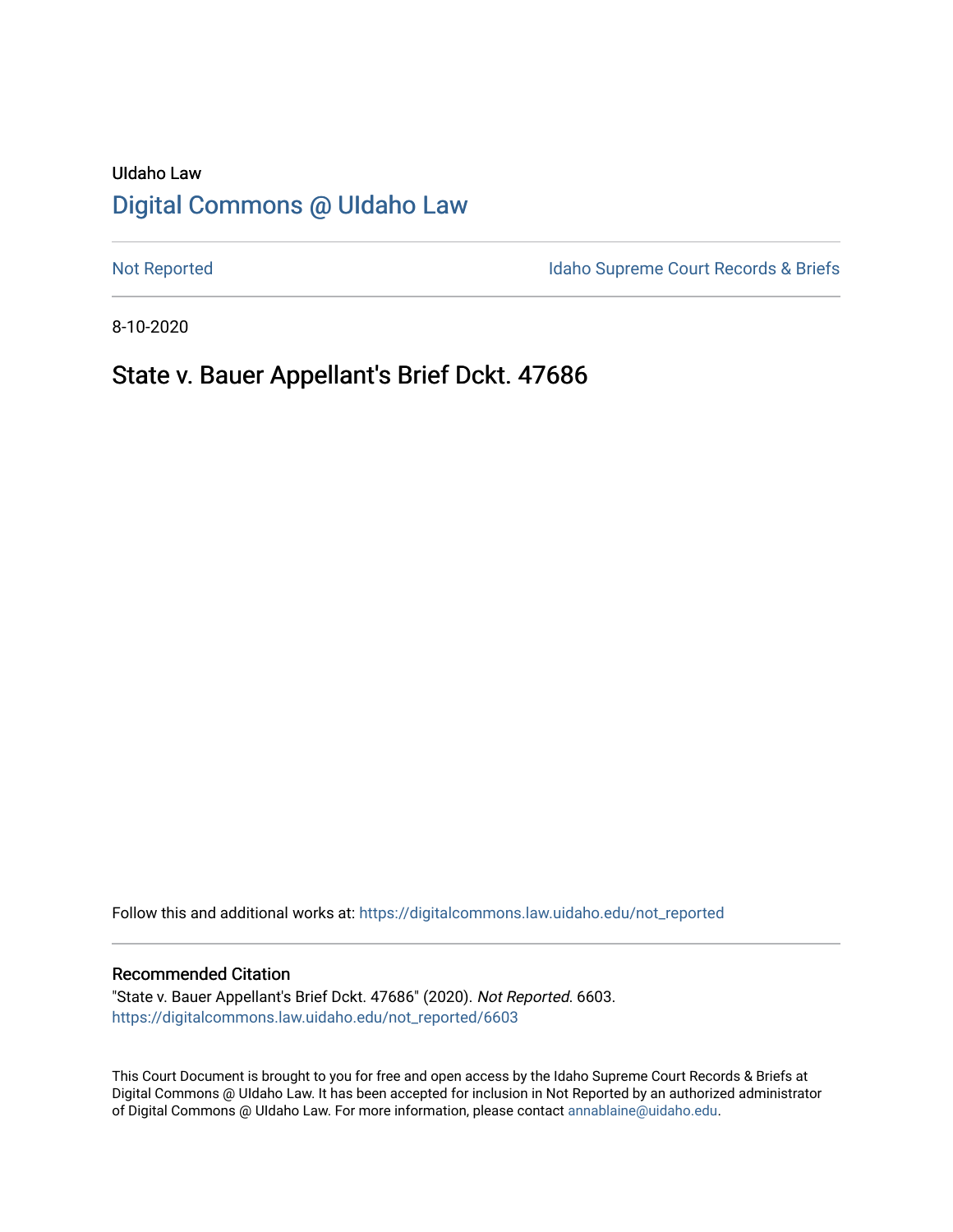UIdaho Law

# Digital Commons @ UIdaho Law

Not Reported

Idaho Supreme Court Records & Briefs

8-10-2020

## State v. Bauer Appellant's Brief Dckt. 47686

Follow this and additional works at: https://digitalcommons.law.uidaho.edu/not_reported

### Recommended Citation

"State v. Bauer Appellant's Brief Dckt. 47686" (2020). *Not Reported*. 6603.
https://digitalcommons.law.uidaho.edu/not_reported/6603

This Court Document is brought to you for free and open access by the Idaho Supreme Court Records & Briefs at Digital Commons @ UIdaho Law. It has been accepted for inclusion in Not Reported by an authorized administrator of Digital Commons @ UIdaho Law. For more information, please contact annablaine@uidaho.edu.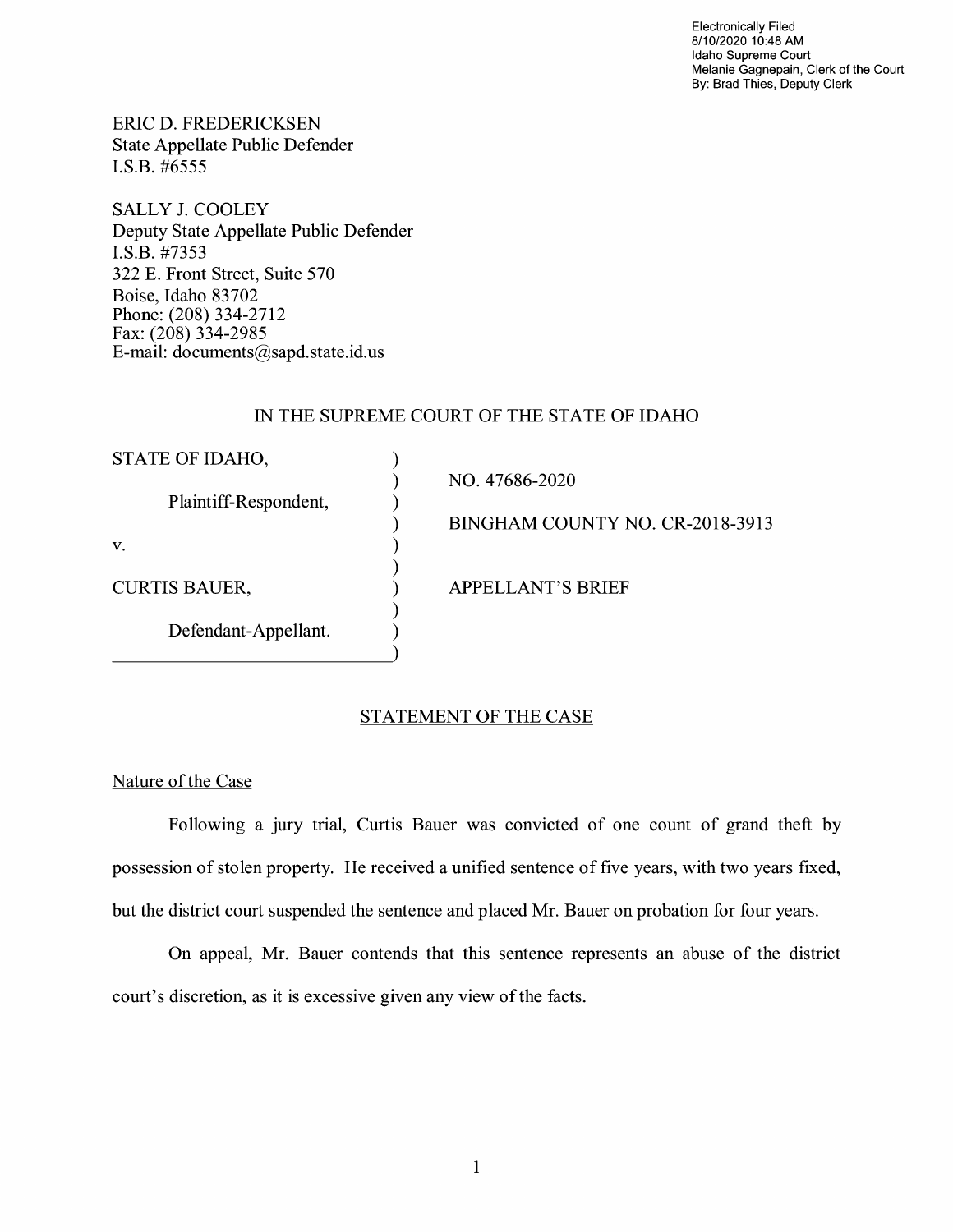Electronically Filed
8/10/2020 10:48 AM
Idaho Supreme Court
Melanie Gagnepain, Clerk of the Court
By: Brad Thies, Deputy Clerk

ERIC D. FREDERICKSEN
State Appellate Public Defender
I.S.B. #6555

SALLY J. COOLEY
Deputy State Appellate Public Defender
I.S.B. #7353
322 E. Front Street, Suite 570
Boise, Idaho 83702
Phone: (208) 334-2712
Fax: (208) 334-2985
E-mail: documents@sapd.state.id.us

IN THE SUPREME COURT OF THE STATE OF IDAHO

| | |
|---|---|
| STATE OF IDAHO, | NO. 47686-2020 |
| Plaintiff-Respondent, | BINGHAM COUNTY NO. CR-2018-3913 |
| v. | |
| CURTIS BAUER, | APPELLANT'S BRIEF |
| Defendant-Appellant. | |

## STATEMENT OF THE CASE

### Nature of the Case

Following a jury trial, Curtis Bauer was convicted of one count of grand theft by possession of stolen property. He received a unified sentence of five years, with two years fixed, but the district court suspended the sentence and placed Mr. Bauer on probation for four years.

On appeal, Mr. Bauer contends that this sentence represents an abuse of the district court's discretion, as it is excessive given any view of the facts.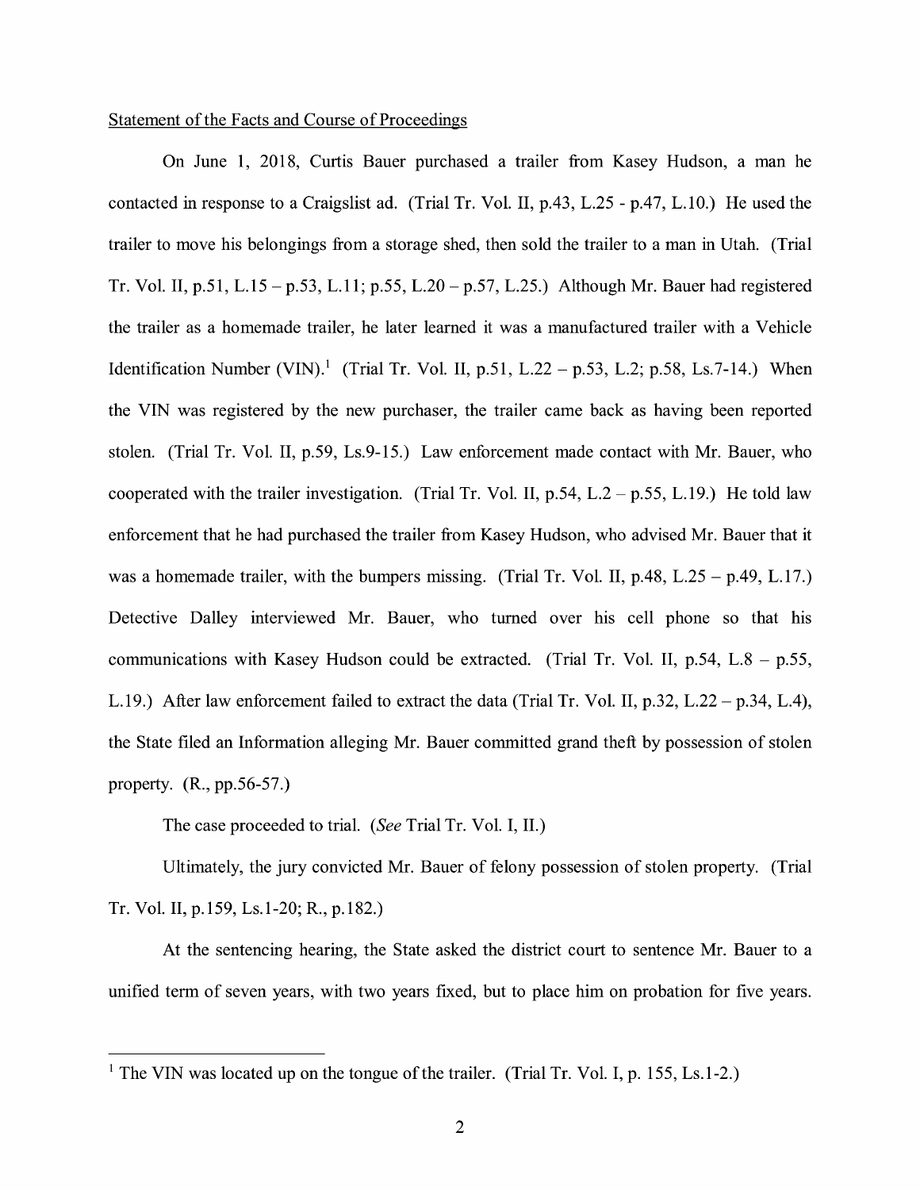Statement of the Facts and Course of Proceedings

On June 1, 2018, Curtis Bauer purchased a trailer from Kasey Hudson, a man he contacted in response to a Craigslist ad. (Trial Tr. Vol. II, p.43, L.25 - p.47, L.10.) He used the trailer to move his belongings from a storage shed, then sold the trailer to a man in Utah. (Trial Tr. Vol. II, p.51, L.15 – p.53, L.11; p.55, L.20 – p.57, L.25.) Although Mr. Bauer had registered the trailer as a homemade trailer, he later learned it was a manufactured trailer with a Vehicle Identification Number (VIN).[1] (Trial Tr. Vol. II, p.51, L.22 – p.53, L.2; p.58, Ls.7-14.) When the VIN was registered by the new purchaser, the trailer came back as having been reported stolen. (Trial Tr. Vol. II, p.59, Ls.9-15.) Law enforcement made contact with Mr. Bauer, who cooperated with the trailer investigation. (Trial Tr. Vol. II, p.54, L.2 – p.55, L.19.) He told law enforcement that he had purchased the trailer from Kasey Hudson, who advised Mr. Bauer that it was a homemade trailer, with the bumpers missing. (Trial Tr. Vol. II, p.48, L.25 – p.49, L.17.) Detective Dalley interviewed Mr. Bauer, who turned over his cell phone so that his communications with Kasey Hudson could be extracted. (Trial Tr. Vol. II, p.54, L.8 – p.55, L.19.) After law enforcement failed to extract the data (Trial Tr. Vol. II, p.32, L.22 – p.34, L.4), the State filed an Information alleging Mr. Bauer committed grand theft by possession of stolen property. (R., pp.56-57.)

The case proceeded to trial. (*See* Trial Tr. Vol. I, II.)

Ultimately, the jury convicted Mr. Bauer of felony possession of stolen property. (Trial Tr. Vol. II, p.159, Ls.1-20; R., p.182.)

At the sentencing hearing, the State asked the district court to sentence Mr. Bauer to a unified term of seven years, with two years fixed, but to place him on probation for five years.

[1] The VIN was located up on the tongue of the trailer. (Trial Tr. Vol. I, p. 155, Ls.1-2.)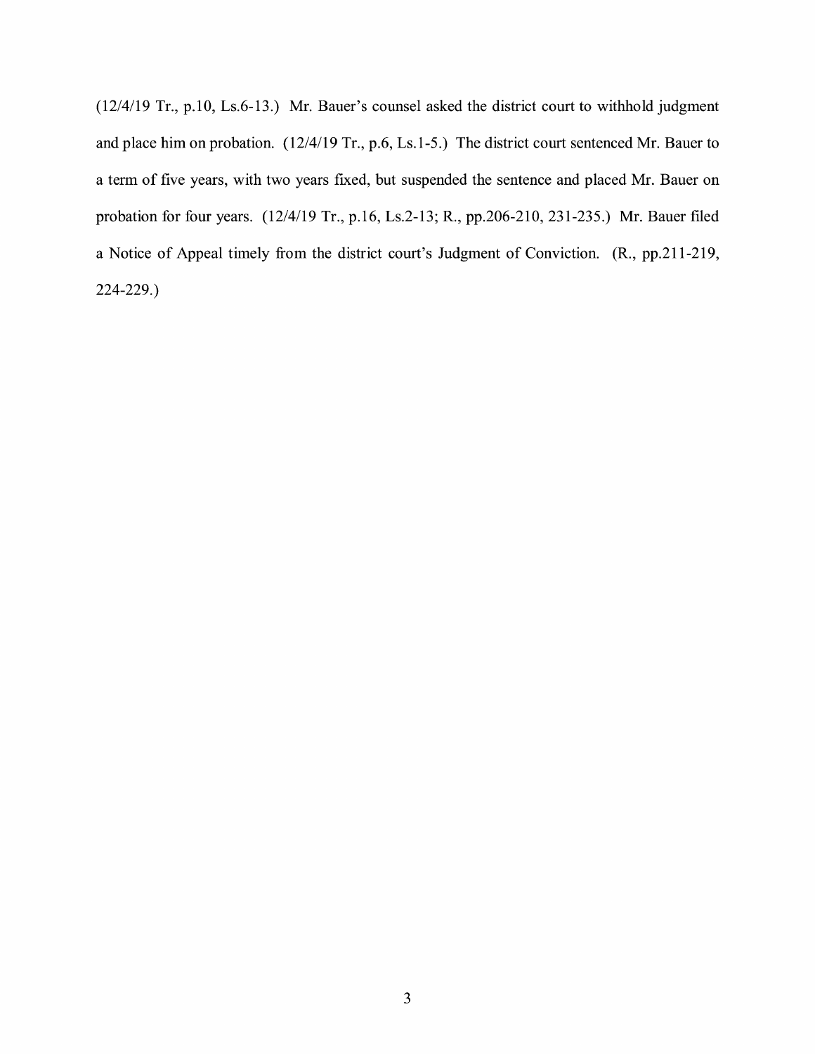(12/4/19 Tr., p.10, Ls.6-13.) Mr. Bauer's counsel asked the district court to withhold judgment and place him on probation. (12/4/19 Tr., p.6, Ls.1-5.) The district court sentenced Mr. Bauer to a term of five years, with two years fixed, but suspended the sentence and placed Mr. Bauer on probation for four years. (12/4/19 Tr., p.16, Ls.2-13; R., pp.206-210, 231-235.) Mr. Bauer filed a Notice of Appeal timely from the district court's Judgment of Conviction. (R., pp.211-219, 224-229.)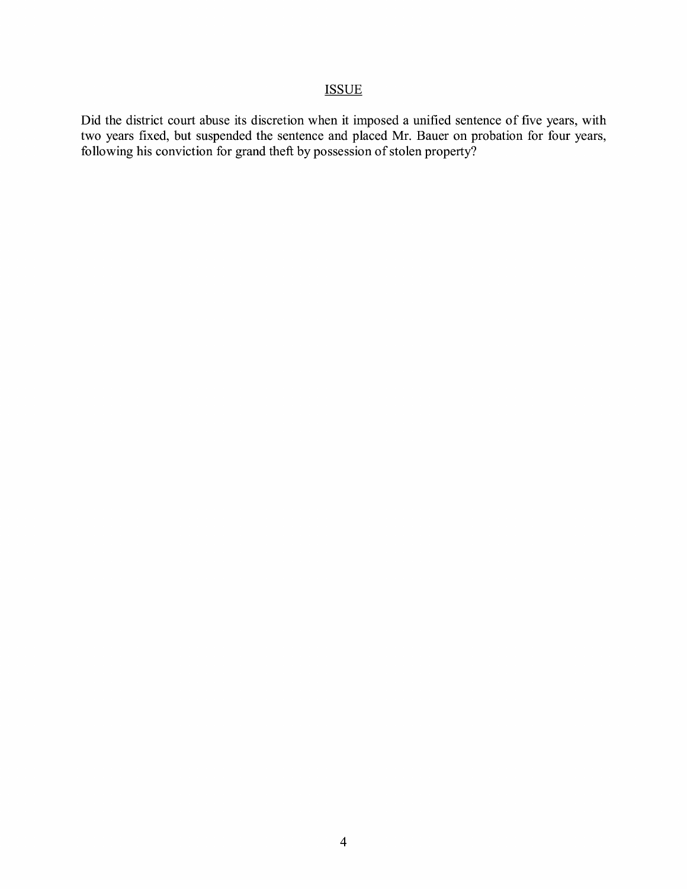## ISSUE

Did the district court abuse its discretion when it imposed a unified sentence of five years, with two years fixed, but suspended the sentence and placed Mr. Bauer on probation for four years, following his conviction for grand theft by possession of stolen property?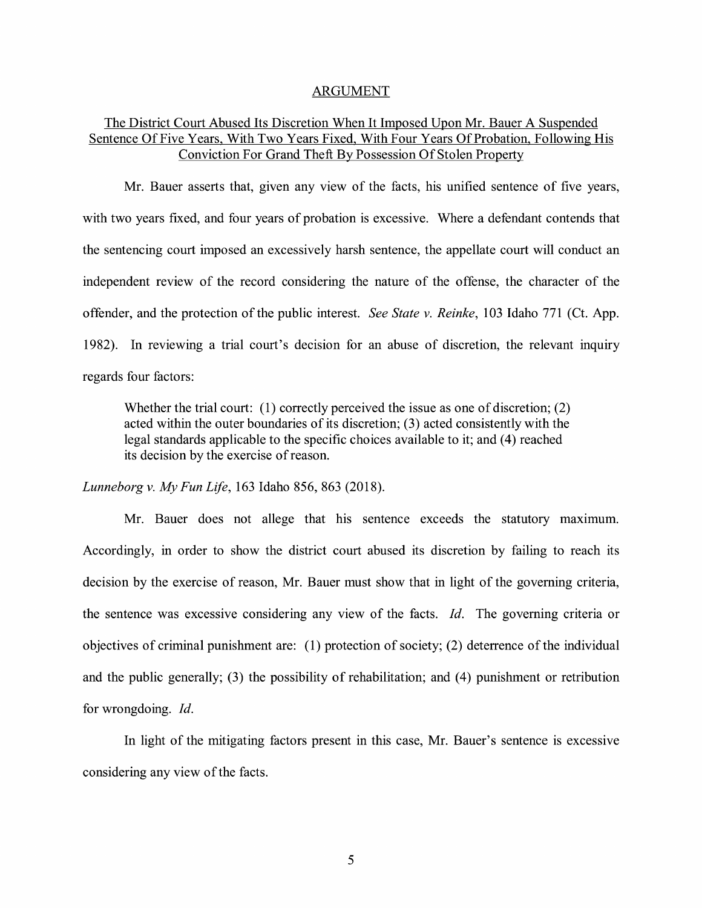## ARGUMENT

### The District Court Abused Its Discretion When It Imposed Upon Mr. Bauer A Suspended Sentence Of Five Years, With Two Years Fixed, With Four Years Of Probation, Following His Conviction For Grand Theft By Possession Of Stolen Property

Mr. Bauer asserts that, given any view of the facts, his unified sentence of five years, with two years fixed, and four years of probation is excessive. Where a defendant contends that the sentencing court imposed an excessively harsh sentence, the appellate court will conduct an independent review of the record considering the nature of the offense, the character of the offender, and the protection of the public interest. *See State v. Reinke*, 103 Idaho 771 (Ct. App. 1982). In reviewing a trial court's decision for an abuse of discretion, the relevant inquiry regards four factors:

> Whether the trial court: (1) correctly perceived the issue as one of discretion; (2) acted within the outer boundaries of its discretion; (3) acted consistently with the legal standards applicable to the specific choices available to it; and (4) reached its decision by the exercise of reason.

*Lunneborg v. My Fun Life*, 163 Idaho 856, 863 (2018).

Mr. Bauer does not allege that his sentence exceeds the statutory maximum. Accordingly, in order to show the district court abused its discretion by failing to reach its decision by the exercise of reason, Mr. Bauer must show that in light of the governing criteria, the sentence was excessive considering any view of the facts. *Id.* The governing criteria or objectives of criminal punishment are: (1) protection of society; (2) deterrence of the individual and the public generally; (3) the possibility of rehabilitation; and (4) punishment or retribution for wrongdoing. *Id.*

In light of the mitigating factors present in this case, Mr. Bauer's sentence is excessive considering any view of the facts.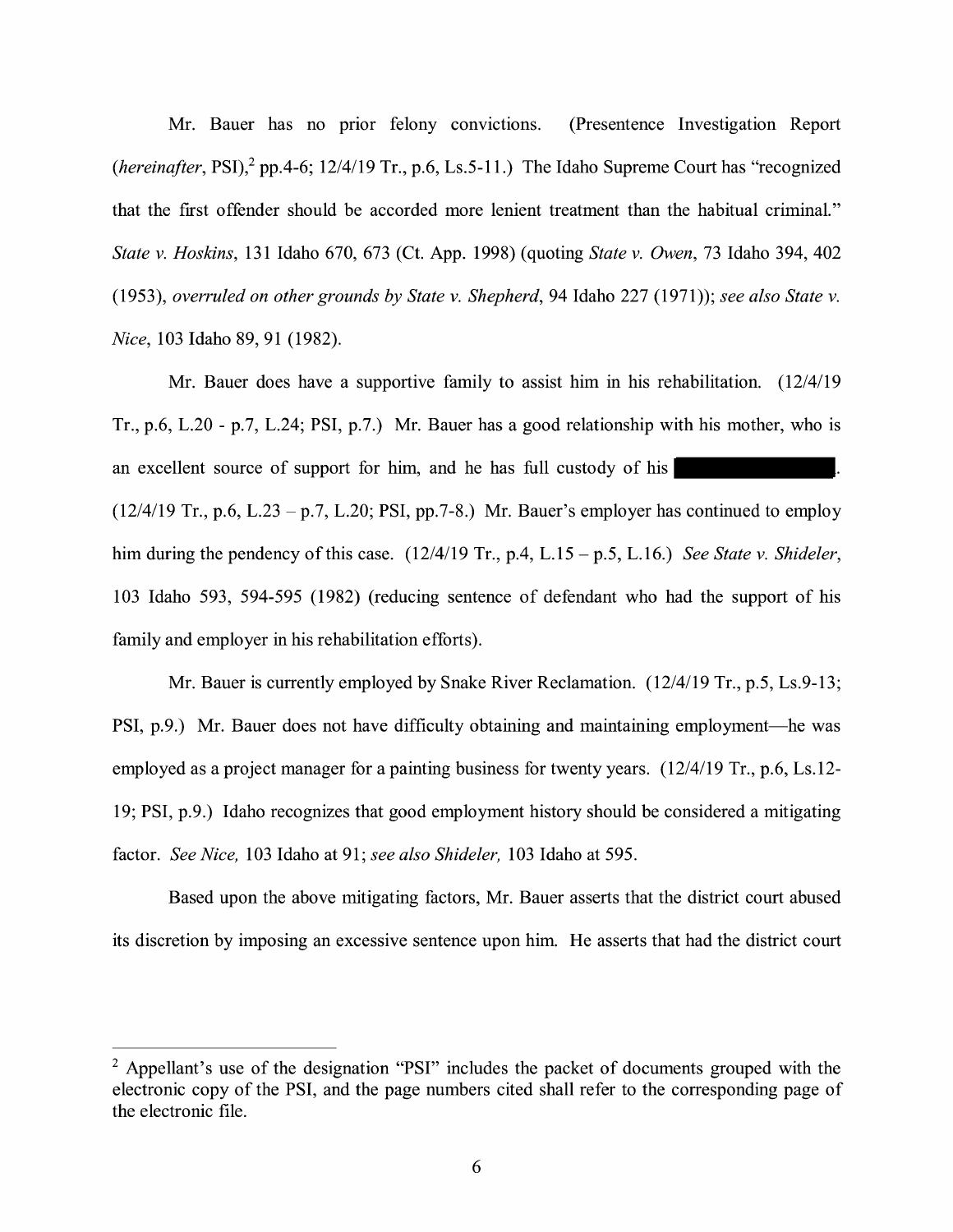Mr. Bauer has no prior felony convictions. (Presentence Investigation Report (*hereinafter*, PSI),[2] pp.4-6; 12/4/19 Tr., p.6, Ls.5-11.) The Idaho Supreme Court has "recognized that the first offender should be accorded more lenient treatment than the habitual criminal." *State v. Hoskins*, 131 Idaho 670, 673 (Ct. App. 1998) (quoting *State v. Owen*, 73 Idaho 394, 402 (1953), *overruled on other grounds by State v. Shepherd*, 94 Idaho 227 (1971)); *see also State v. Nice*, 103 Idaho 89, 91 (1982).

Mr. Bauer does have a supportive family to assist him in his rehabilitation. (12/4/19 Tr., p.6, L.20 - p.7, L.24; PSI, p.7.) Mr. Bauer has a good relationship with his mother, who is an excellent source of support for him, and he has full custody of his ████████. (12/4/19 Tr., p.6, L.23 – p.7, L.20; PSI, pp.7-8.) Mr. Bauer's employer has continued to employ him during the pendency of this case. (12/4/19 Tr., p.4, L.15 – p.5, L.16.) *See State v. Shideler*, 103 Idaho 593, 594-595 (1982) (reducing sentence of defendant who had the support of his family and employer in his rehabilitation efforts).

Mr. Bauer is currently employed by Snake River Reclamation. (12/4/19 Tr., p.5, Ls.9-13; PSI, p.9.) Mr. Bauer does not have difficulty obtaining and maintaining employment—he was employed as a project manager for a painting business for twenty years. (12/4/19 Tr., p.6, Ls.12-19; PSI, p.9.) Idaho recognizes that good employment history should be considered a mitigating factor. *See Nice,* 103 Idaho at 91; *see also Shideler,* 103 Idaho at 595.

Based upon the above mitigating factors, Mr. Bauer asserts that the district court abused its discretion by imposing an excessive sentence upon him. He asserts that had the district court

---

[2] Appellant's use of the designation "PSI" includes the packet of documents grouped with the electronic copy of the PSI, and the page numbers cited shall refer to the corresponding page of the electronic file.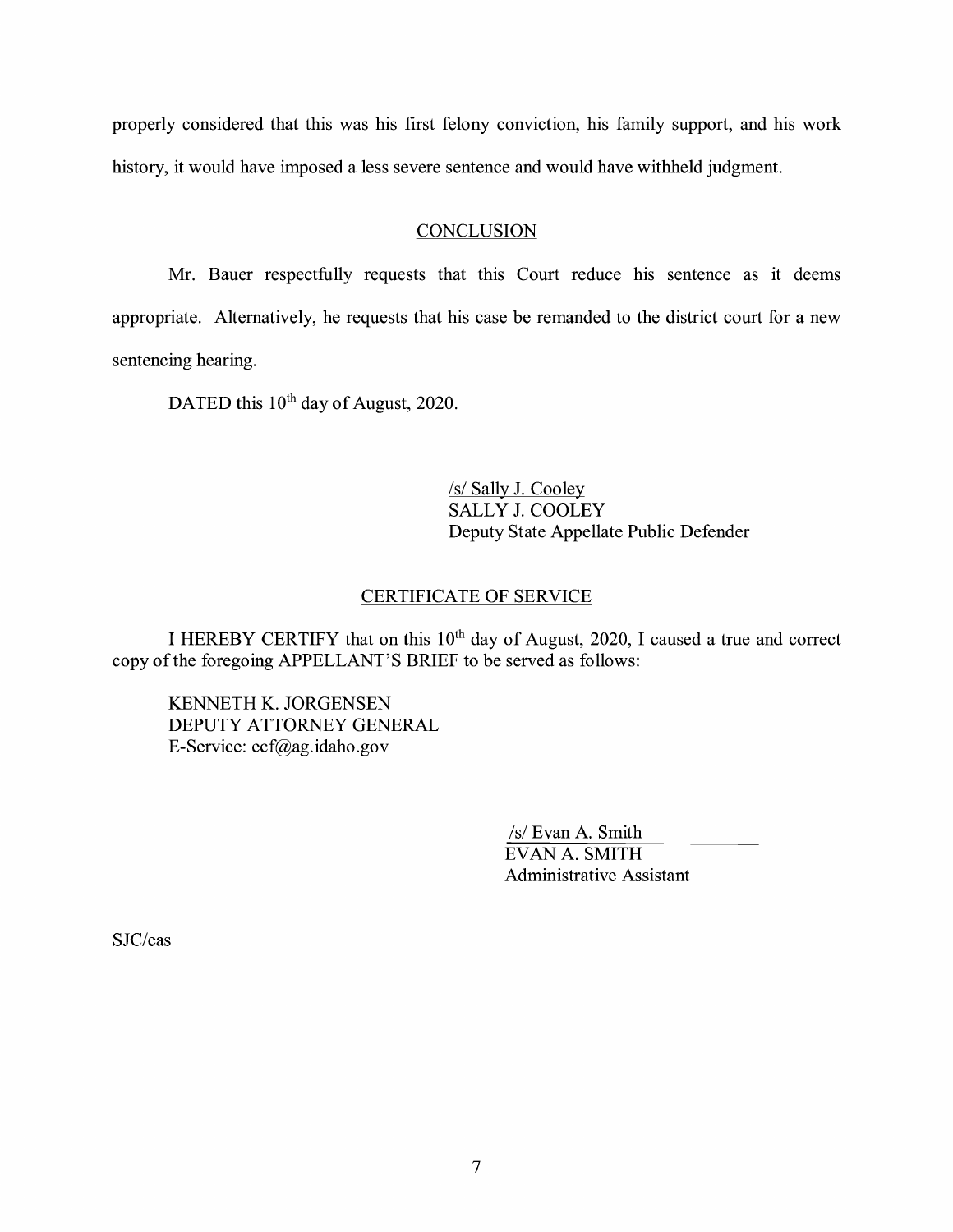properly considered that this was his first felony conviction, his family support, and his work history, it would have imposed a less severe sentence and would have withheld judgment.

## CONCLUSION

Mr. Bauer respectfully requests that this Court reduce his sentence as it deems appropriate. Alternatively, he requests that his case be remanded to the district court for a new sentencing hearing.

DATED this 10th day of August, 2020.

/s/ Sally J. Cooley
SALLY J. COOLEY
Deputy State Appellate Public Defender

## CERTIFICATE OF SERVICE

I HEREBY CERTIFY that on this 10th day of August, 2020, I caused a true and correct copy of the foregoing APPELLANT'S BRIEF to be served as follows:

KENNETH K. JORGENSEN
DEPUTY ATTORNEY GENERAL
E-Service: ecf@ag.idaho.gov

/s/ Evan A. Smith
EVAN A. SMITH
Administrative Assistant

SJC/eas